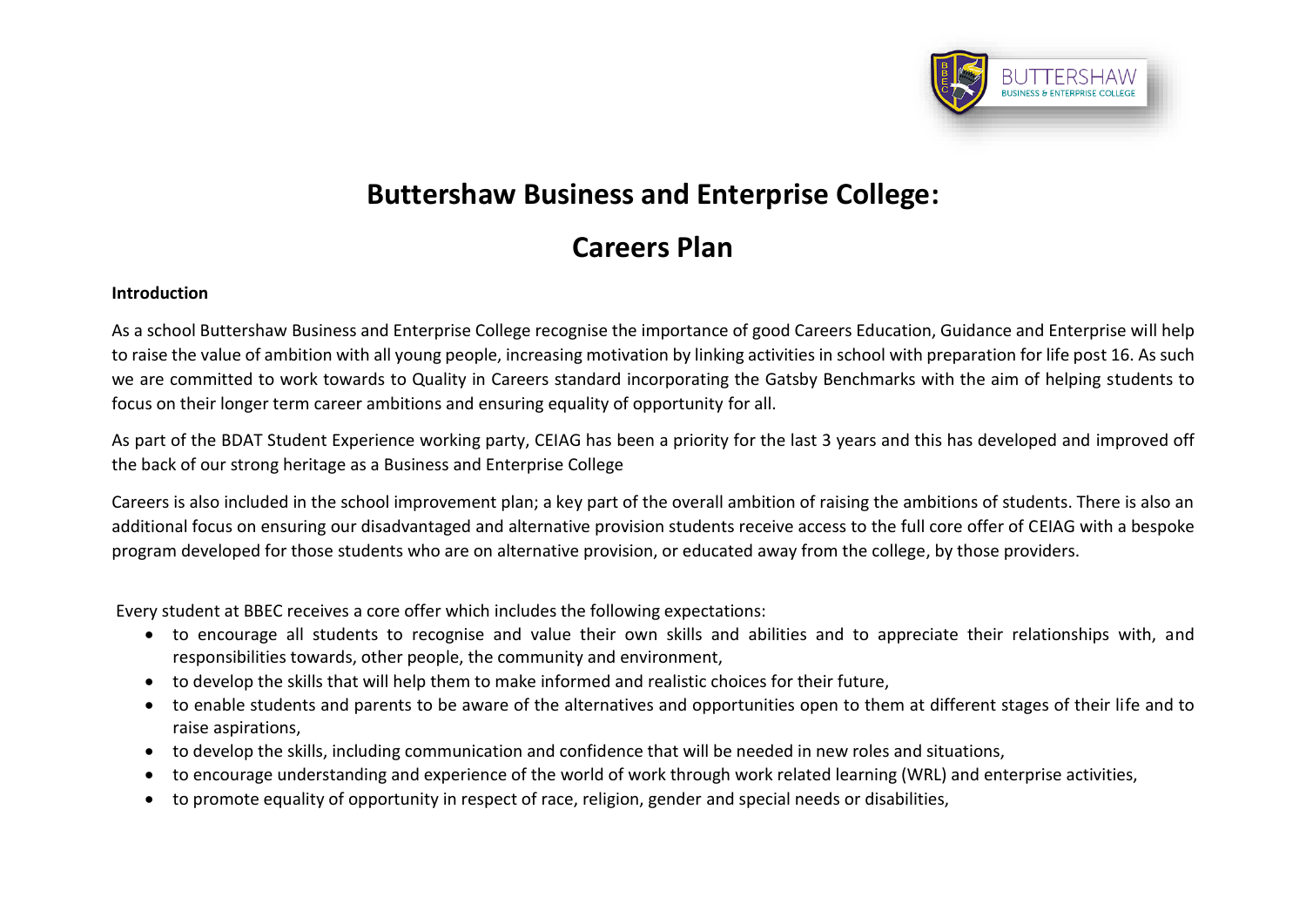# Buttershaw Business and Enterprise College:

# Careers Plan

**Introduction**

As a school Buttershaw Business and Enterprise College recognise the importance of good Careers Education, Guidance and Enterprise will help to raise the value of ambition with all young people, increasing motivation by linking activities in school with preparation for life post 16. As such we are committed to work towards to Quality in Careers standard incorporating the Gatsby Benchmarks with the aim of helping students to focus on their longer term career ambitions and ensuring equality of opportunity for all.

As part of the BDAT Student Experience working party, CEIAG has been a priority for the last 3 years and this has developed and improved off the back of our strong heritage as a Business and Enterprise College

Careers is also included in the school improvement plan; a key part of the overall ambition of raising the ambitions of students. There is also an additional focus on ensuring our disadvantaged and alternative provision students receive access to the full core offer of CEIAG with a bespoke program developed for those students who are on alternative provision, or educated away from the college, by those providers.

Every student at BBEC receives a core offer which includes the following expectations:

- to encourage all students to recognise and value their own skills and abilities and to appreciate their relationships with, and responsibilities towards, other people, the community and environment,
- to develop the skills that will help them to make informed and realistic choices for their future,
- to enable students and parents to be aware of the alternatives and opportunities open to them at different stages of their life and to raise aspirations,
- to develop the skills, including communication and confidence that will be needed in new roles and situations,
- to encourage understanding and experience of the world of work through work related learning (WRL) and enterprise activities,
- to promote equality of opportunity in respect of race, religion, gender and special needs or disabilities,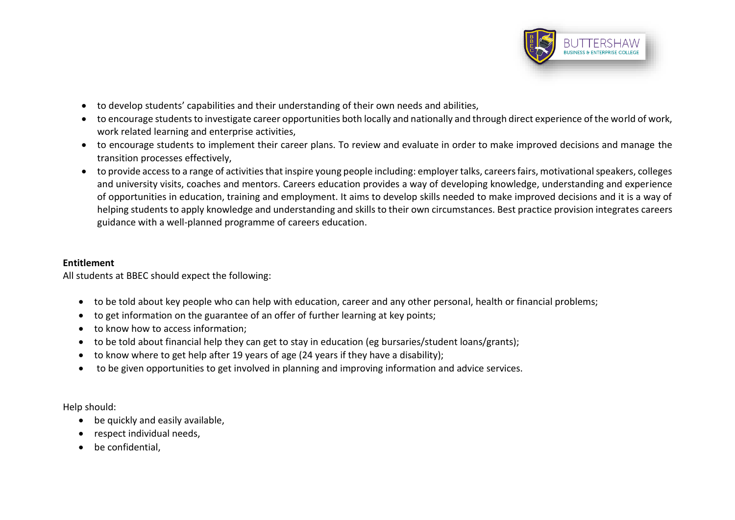- to develop students' capabilities and their understanding of their own needs and abilities,
- to encourage students to investigate career opportunities both locally and nationally and through direct experience of the world of work, work related learning and enterprise activities,
- to encourage students to implement their career plans. To review and evaluate in order to make improved decisions and manage the transition processes effectively,
- to provide access to a range of activities that inspire young people including: employer talks, careers fairs, motivational speakers, colleges and university visits, coaches and mentors. Careers education provides a way of developing knowledge, understanding and experience of opportunities in education, training and employment. It aims to develop skills needed to make improved decisions and it is a way of helping students to apply knowledge and understanding and skills to their own circumstances. Best practice provision integrates careers guidance with a well-planned programme of careers education.

**Entitlement**

All students at BBEC should expect the following:

- to be told about key people who can help with education, career and any other personal, health or financial problems;
- to get information on the guarantee of an offer of further learning at key points;
- to know how to access information;
- to be told about financial help they can get to stay in education (eg bursaries/student loans/grants);
- to know where to get help after 19 years of age (24 years if they have a disability);
- to be given opportunities to get involved in planning and improving information and advice services.

Help should:

- be quickly and easily available,
- respect individual needs,
- be confidential,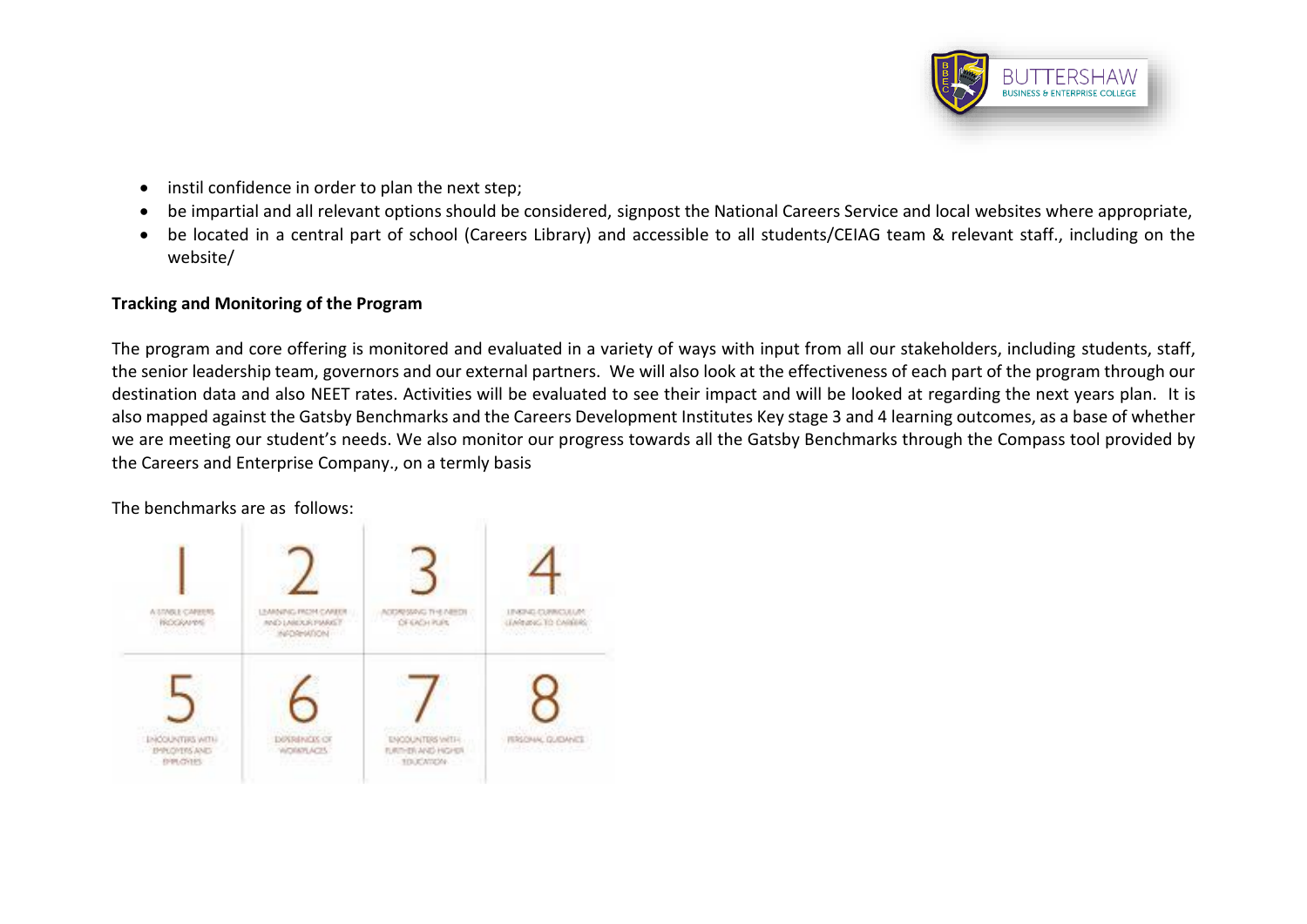- instil confidence in order to plan the next step;
- be impartial and all relevant options should be considered, signpost the National Careers Service and local websites where appropriate,
- be located in a central part of school (Careers Library) and accessible to all students/CEIAG team & relevant staff., including on the website/

**Tracking and Monitoring of the Program**

The program and core offering is monitored and evaluated in a variety of ways with input from all our stakeholders, including students, staff, the senior leadership team, governors and our external partners. We will also look at the effectiveness of each part of the program through our destination data and also NEET rates. Activities will be evaluated to see their impact and will be looked at regarding the next years plan. It is also mapped against the Gatsby Benchmarks and the Careers Development Institutes Key stage 3 and 4 learning outcomes, as a base of whether we are meeting our student's needs. We also monitor our progress towards all the Gatsby Benchmarks through the Compass tool provided by the Careers and Enterprise Company., on a termly basis

The benchmarks are as follows:

| 1 | 2 | 3 | 4 |
|---|---|---|---|
| A STABLE CAREERS PROGRAMME | LEARNING FROM CAREER AND LABOUR MARKET INFORMATION | ADDRESSING THE NEEDS OF EACH PUPIL | LINKING CURRICULUM LEARNING TO CAREERS |
| **5** | **6** | **7** | **8** |
| ENCOUNTERS WITH EMPLOYERS AND EMPLOYEES | EXPERIENCES OF WORKPLACES | ENCOUNTERS WITH FURTHER AND HIGHER EDUCATION | PERSONAL GUIDANCE |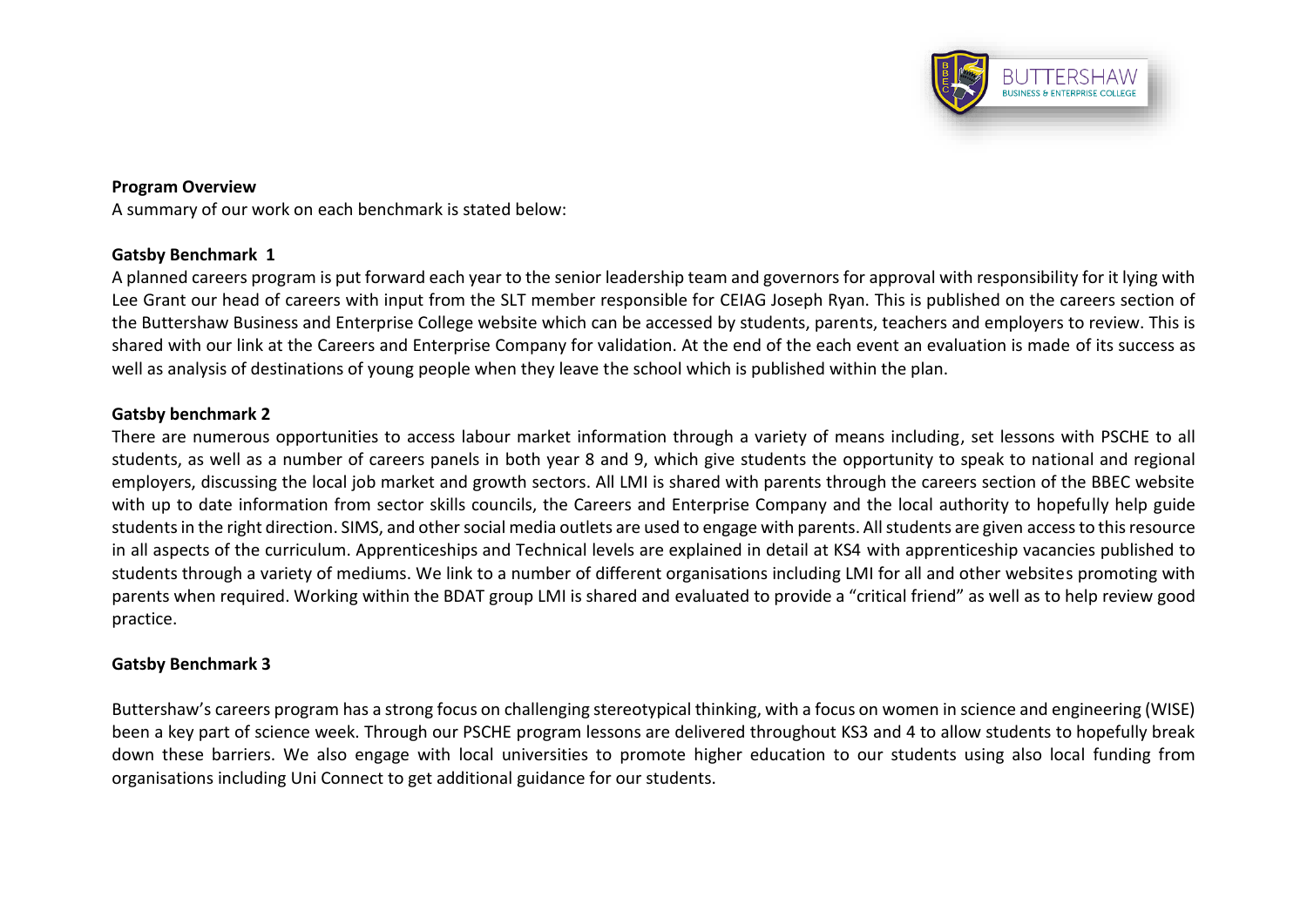**Program Overview**

A summary of our work on each benchmark is stated below:

**Gatsby Benchmark 1**

A planned careers program is put forward each year to the senior leadership team and governors for approval with responsibility for it lying with Lee Grant our head of careers with input from the SLT member responsible for CEIAG Joseph Ryan. This is published on the careers section of the Buttershaw Business and Enterprise College website which can be accessed by students, parents, teachers and employers to review. This is shared with our link at the Careers and Enterprise Company for validation. At the end of the each event an evaluation is made of its success as well as analysis of destinations of young people when they leave the school which is published within the plan.

**Gatsby benchmark 2**

There are numerous opportunities to access labour market information through a variety of means including, set lessons with PSCHE to all students, as well as a number of careers panels in both year 8 and 9, which give students the opportunity to speak to national and regional employers, discussing the local job market and growth sectors. All LMI is shared with parents through the careers section of the BBEC website with up to date information from sector skills councils, the Careers and Enterprise Company and the local authority to hopefully help guide students in the right direction. SIMS, and other social media outlets are used to engage with parents. All students are given access to this resource in all aspects of the curriculum. Apprenticeships and Technical levels are explained in detail at KS4 with apprenticeship vacancies published to students through a variety of mediums. We link to a number of different organisations including LMI for all and other websites promoting with parents when required. Working within the BDAT group LMI is shared and evaluated to provide a "critical friend" as well as to help review good practice.

**Gatsby Benchmark 3**

Buttershaw's careers program has a strong focus on challenging stereotypical thinking, with a focus on women in science and engineering (WISE) been a key part of science week. Through our PSCHE program lessons are delivered throughout KS3 and 4 to allow students to hopefully break down these barriers. We also engage with local universities to promote higher education to our students using also local funding from organisations including Uni Connect to get additional guidance for our students.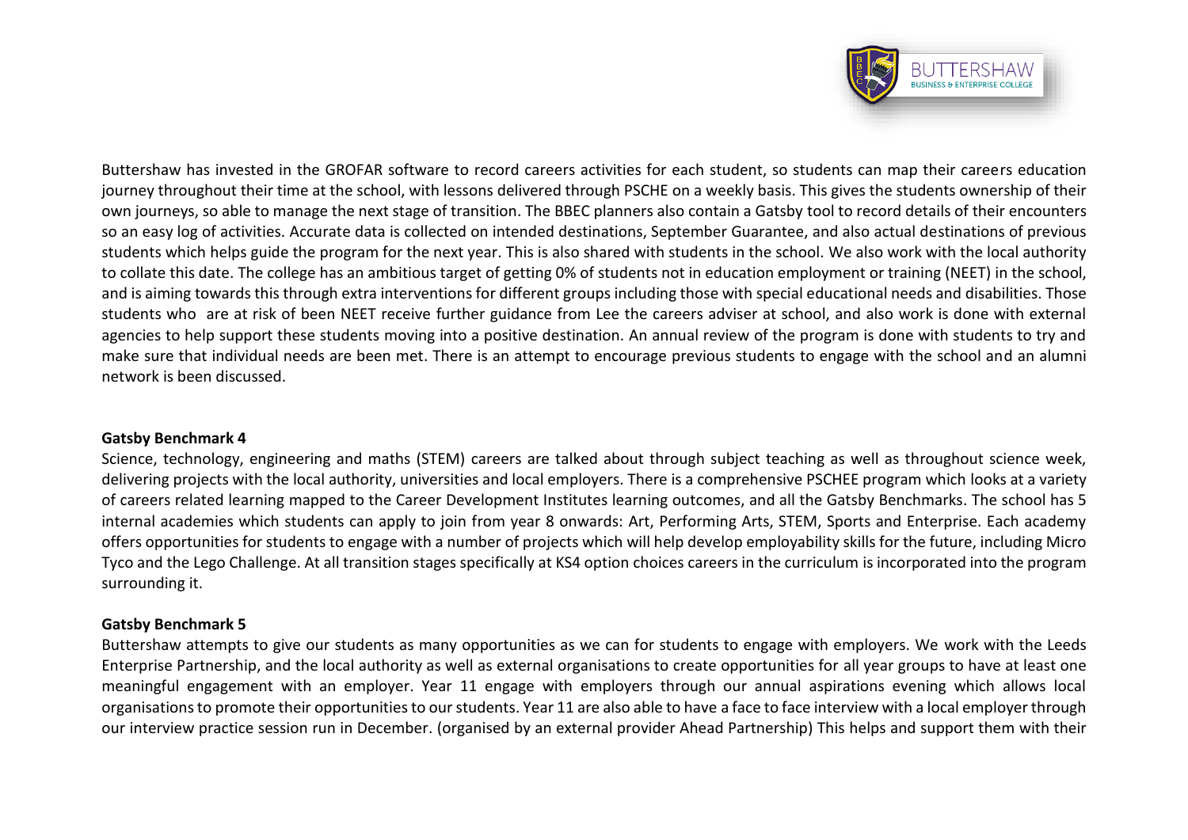Buttershaw has invested in the GROFAR software to record careers activities for each student, so students can map their careers education journey throughout their time at the school, with lessons delivered through PSCHE on a weekly basis. This gives the students ownership of their own journeys, so able to manage the next stage of transition. The BBEC planners also contain a Gatsby tool to record details of their encounters so an easy log of activities. Accurate data is collected on intended destinations, September Guarantee, and also actual destinations of previous students which helps guide the program for the next year. This is also shared with students in the school. We also work with the local authority to collate this date. The college has an ambitious target of getting 0% of students not in education employment or training (NEET) in the school, and is aiming towards this through extra interventions for different groups including those with special educational needs and disabilities. Those students who are at risk of been NEET receive further guidance from Lee the careers adviser at school, and also work is done with external agencies to help support these students moving into a positive destination. An annual review of the program is done with students to try and make sure that individual needs are been met. There is an attempt to encourage previous students to engage with the school and an alumni network is been discussed.

**Gatsby Benchmark 4**

Science, technology, engineering and maths (STEM) careers are talked about through subject teaching as well as throughout science week, delivering projects with the local authority, universities and local employers. There is a comprehensive PSCHEE program which looks at a variety of careers related learning mapped to the Career Development Institutes learning outcomes, and all the Gatsby Benchmarks. The school has 5 internal academies which students can apply to join from year 8 onwards: Art, Performing Arts, STEM, Sports and Enterprise. Each academy offers opportunities for students to engage with a number of projects which will help develop employability skills for the future, including Micro Tyco and the Lego Challenge. At all transition stages specifically at KS4 option choices careers in the curriculum is incorporated into the program surrounding it.

**Gatsby Benchmark 5**

Buttershaw attempts to give our students as many opportunities as we can for students to engage with employers. We work with the Leeds Enterprise Partnership, and the local authority as well as external organisations to create opportunities for all year groups to have at least one meaningful engagement with an employer. Year 11 engage with employers through our annual aspirations evening which allows local organisations to promote their opportunities to our students. Year 11 are also able to have a face to face interview with a local employer through our interview practice session run in December. (organised by an external provider Ahead Partnership) This helps and support them with their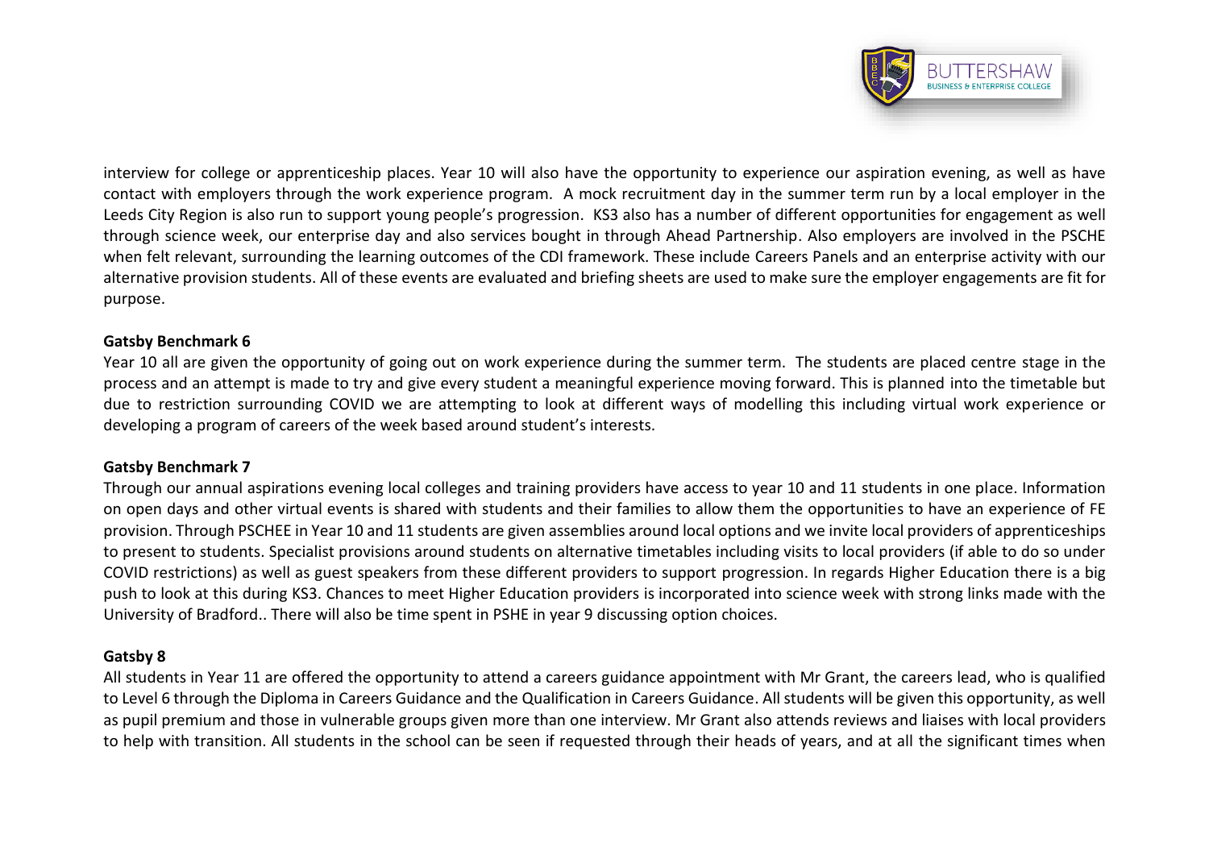interview for college or apprenticeship places. Year 10 will also have the opportunity to experience our aspiration evening, as well as have contact with employers through the work experience program. A mock recruitment day in the summer term run by a local employer in the Leeds City Region is also run to support young people's progression. KS3 also has a number of different opportunities for engagement as well through science week, our enterprise day and also services bought in through Ahead Partnership. Also employers are involved in the PSCHE when felt relevant, surrounding the learning outcomes of the CDI framework. These include Careers Panels and an enterprise activity with our alternative provision students. All of these events are evaluated and briefing sheets are used to make sure the employer engagements are fit for purpose.

**Gatsby Benchmark 6**

Year 10 all are given the opportunity of going out on work experience during the summer term. The students are placed centre stage in the process and an attempt is made to try and give every student a meaningful experience moving forward. This is planned into the timetable but due to restriction surrounding COVID we are attempting to look at different ways of modelling this including virtual work experience or developing a program of careers of the week based around student's interests.

**Gatsby Benchmark 7**

Through our annual aspirations evening local colleges and training providers have access to year 10 and 11 students in one place. Information on open days and other virtual events is shared with students and their families to allow them the opportunities to have an experience of FE provision. Through PSCHEE in Year 10 and 11 students are given assemblies around local options and we invite local providers of apprenticeships to present to students. Specialist provisions around students on alternative timetables including visits to local providers (if able to do so under COVID restrictions) as well as guest speakers from these different providers to support progression. In regards Higher Education there is a big push to look at this during KS3. Chances to meet Higher Education providers is incorporated into science week with strong links made with the University of Bradford.. There will also be time spent in PSHE in year 9 discussing option choices.

**Gatsby 8**

All students in Year 11 are offered the opportunity to attend a careers guidance appointment with Mr Grant, the careers lead, who is qualified to Level 6 through the Diploma in Careers Guidance and the Qualification in Careers Guidance. All students will be given this opportunity, as well as pupil premium and those in vulnerable groups given more than one interview. Mr Grant also attends reviews and liaises with local providers to help with transition. All students in the school can be seen if requested through their heads of years, and at all the significant times when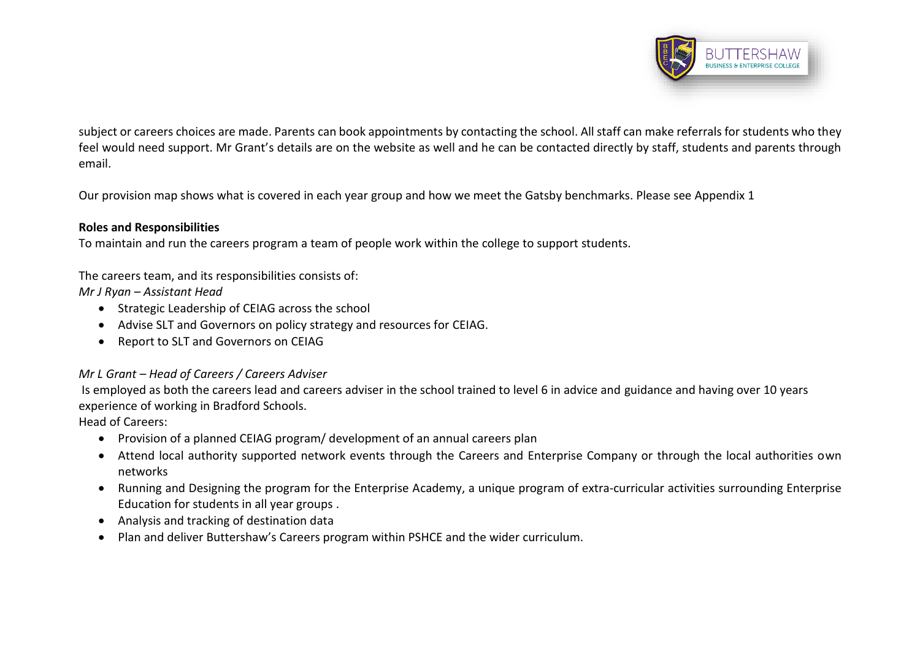subject or careers choices are made. Parents can book appointments by contacting the school. All staff can make referrals for students who they feel would need support. Mr Grant's details are on the website as well and he can be contacted directly by staff, students and parents through email.

Our provision map shows what is covered in each year group and how we meet the Gatsby benchmarks. Please see Appendix 1

**Roles and Responsibilities**

To maintain and run the careers program a team of people work within the college to support students.

The careers team, and its responsibilities consists of:

*Mr J Ryan – Assistant Head*

- Strategic Leadership of CEIAG across the school
- Advise SLT and Governors on policy strategy and resources for CEIAG.
- Report to SLT and Governors on CEIAG

*Mr L Grant – Head of Careers / Careers Adviser*

Is employed as both the careers lead and careers adviser in the school trained to level 6 in advice and guidance and having over 10 years experience of working in Bradford Schools.

Head of Careers:

- Provision of a planned CEIAG program/ development of an annual careers plan
- Attend local authority supported network events through the Careers and Enterprise Company or through the local authorities own networks
- Running and Designing the program for the Enterprise Academy, a unique program of extra-curricular activities surrounding Enterprise Education for students in all year groups .
- Analysis and tracking of destination data
- Plan and deliver Buttershaw's Careers program within PSHCE and the wider curriculum.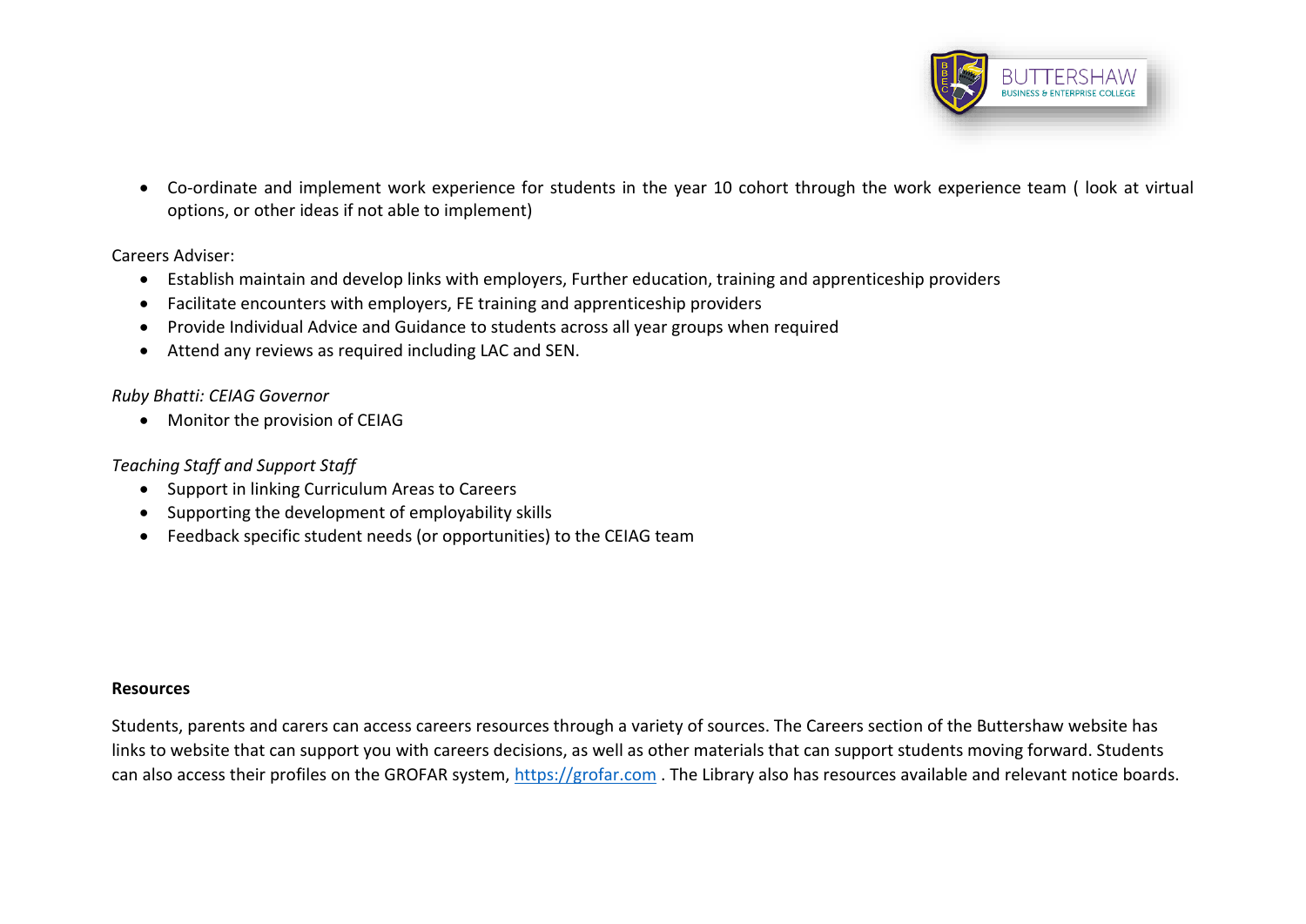- Co-ordinate and implement work experience for students in the year 10 cohort through the work experience team ( look at virtual options, or other ideas if not able to implement)

Careers Adviser:

- Establish maintain and develop links with employers, Further education, training and apprenticeship providers
- Facilitate encounters with employers, FE training and apprenticeship providers
- Provide Individual Advice and Guidance to students across all year groups when required
- Attend any reviews as required including LAC and SEN.

*Ruby Bhatti: CEIAG Governor*

- Monitor the provision of CEIAG

*Teaching Staff and Support Staff*

- Support in linking Curriculum Areas to Careers
- Supporting the development of employability skills
- Feedback specific student needs (or opportunities) to the CEIAG team

**Resources**

Students, parents and carers can access careers resources through a variety of sources. The Careers section of the Buttershaw website has links to website that can support you with careers decisions, as well as other materials that can support students moving forward. Students can also access their profiles on the GROFAR system, https://grofar.com . The Library also has resources available and relevant notice boards.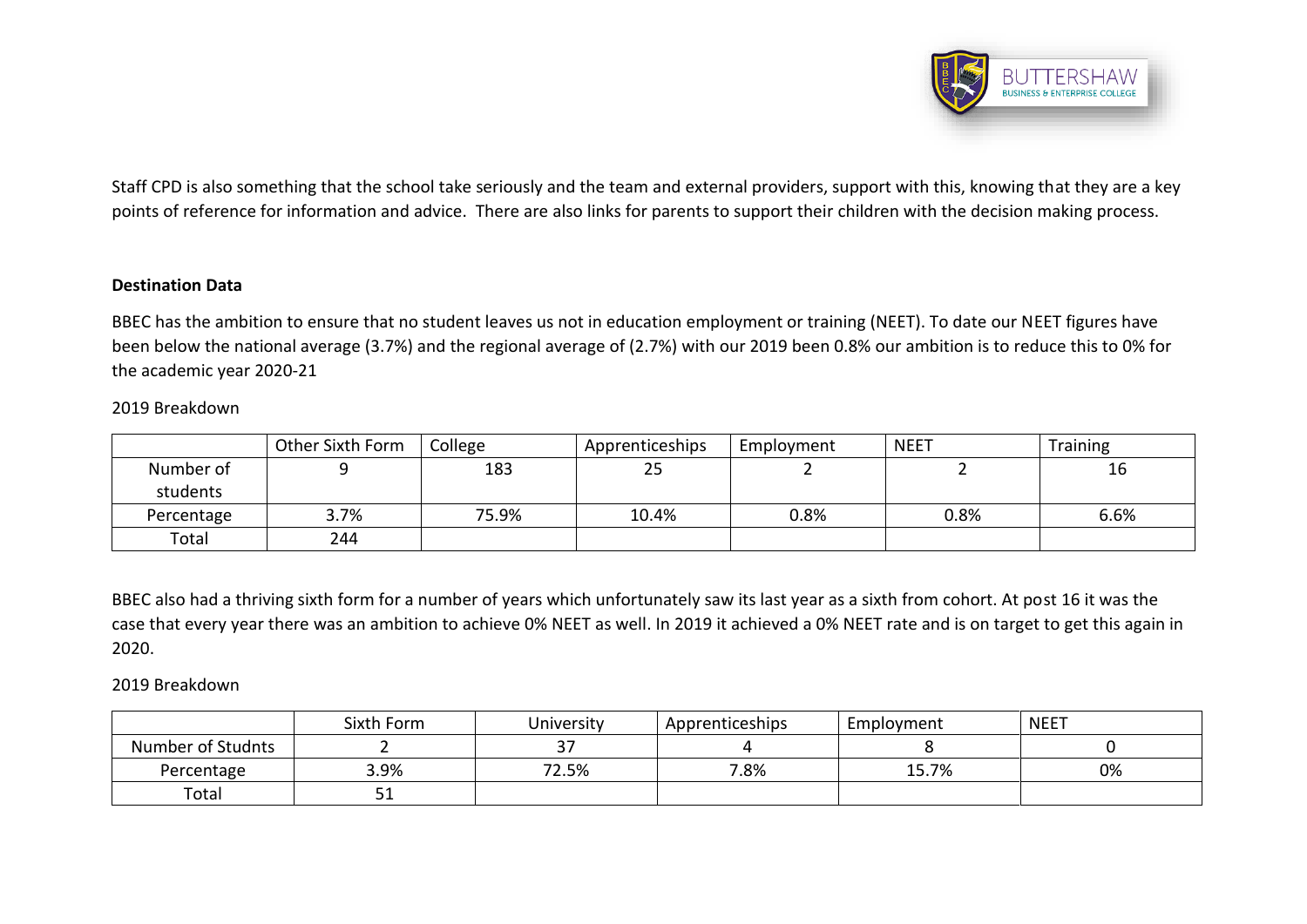Staff CPD is also something that the school take seriously and the team and external providers, support with this, knowing that they are a key points of reference for information and advice. There are also links for parents to support their children with the decision making process.

**Destination Data**

BBEC has the ambition to ensure that no student leaves us not in education employment or training (NEET). To date our NEET figures have been below the national average (3.7%) and the regional average of (2.7%) with our 2019 been 0.8% our ambition is to reduce this to 0% for the academic year 2020-21

2019 Breakdown

| | Other Sixth Form | College | Apprenticeships | Employment | NEET | Training |
|---|---|---|---|---|---|---|
| Number of students | 9 | 183 | 25 | 2 | 2 | 16 |
| Percentage | 3.7% | 75.9% | 10.4% | 0.8% | 0.8% | 6.6% |
| Total | 244 | | | | | |

BBEC also had a thriving sixth form for a number of years which unfortunately saw its last year as a sixth from cohort. At post 16 it was the case that every year there was an ambition to achieve 0% NEET as well. In 2019 it achieved a 0% NEET rate and is on target to get this again in 2020.

2019 Breakdown

| | Sixth Form | University | Apprenticeships | Employment | NEET |
|---|---|---|---|---|---|
| Number of Studnts | 2 | 37 | 4 | 8 | 0 |
| Percentage | 3.9% | 72.5% | 7.8% | 15.7% | 0% |
| Total | 51 | | | | |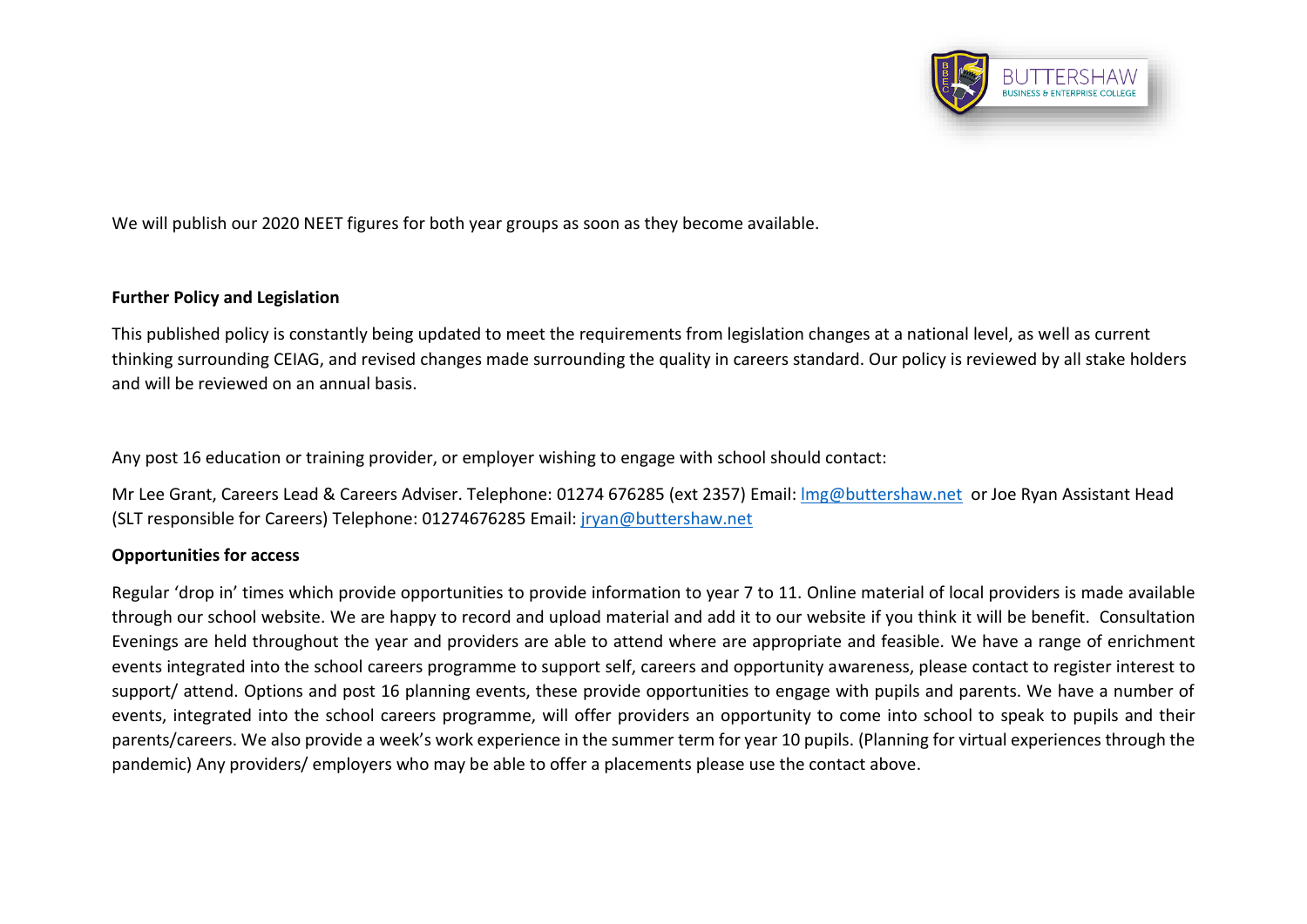We will publish our 2020 NEET figures for both year groups as soon as they become available.

**Further Policy and Legislation**

This published policy is constantly being updated to meet the requirements from legislation changes at a national level, as well as current thinking surrounding CEIAG, and revised changes made surrounding the quality in careers standard. Our policy is reviewed by all stake holders and will be reviewed on an annual basis.

Any post 16 education or training provider, or employer wishing to engage with school should contact:

Mr Lee Grant, Careers Lead & Careers Adviser. Telephone: 01274 676285 (ext 2357) Email: lmg@buttershaw.net or Joe Ryan Assistant Head (SLT responsible for Careers) Telephone: 01274676285 Email: jryan@buttershaw.net

**Opportunities for access**

Regular 'drop in' times which provide opportunities to provide information to year 7 to 11. Online material of local providers is made available through our school website. We are happy to record and upload material and add it to our website if you think it will be benefit. Consultation Evenings are held throughout the year and providers are able to attend where are appropriate and feasible. We have a range of enrichment events integrated into the school careers programme to support self, careers and opportunity awareness, please contact to register interest to support/ attend. Options and post 16 planning events, these provide opportunities to engage with pupils and parents. We have a number of events, integrated into the school careers programme, will offer providers an opportunity to come into school to speak to pupils and their parents/careers. We also provide a week's work experience in the summer term for year 10 pupils. (Planning for virtual experiences through the pandemic) Any providers/ employers who may be able to offer a placements please use the contact above.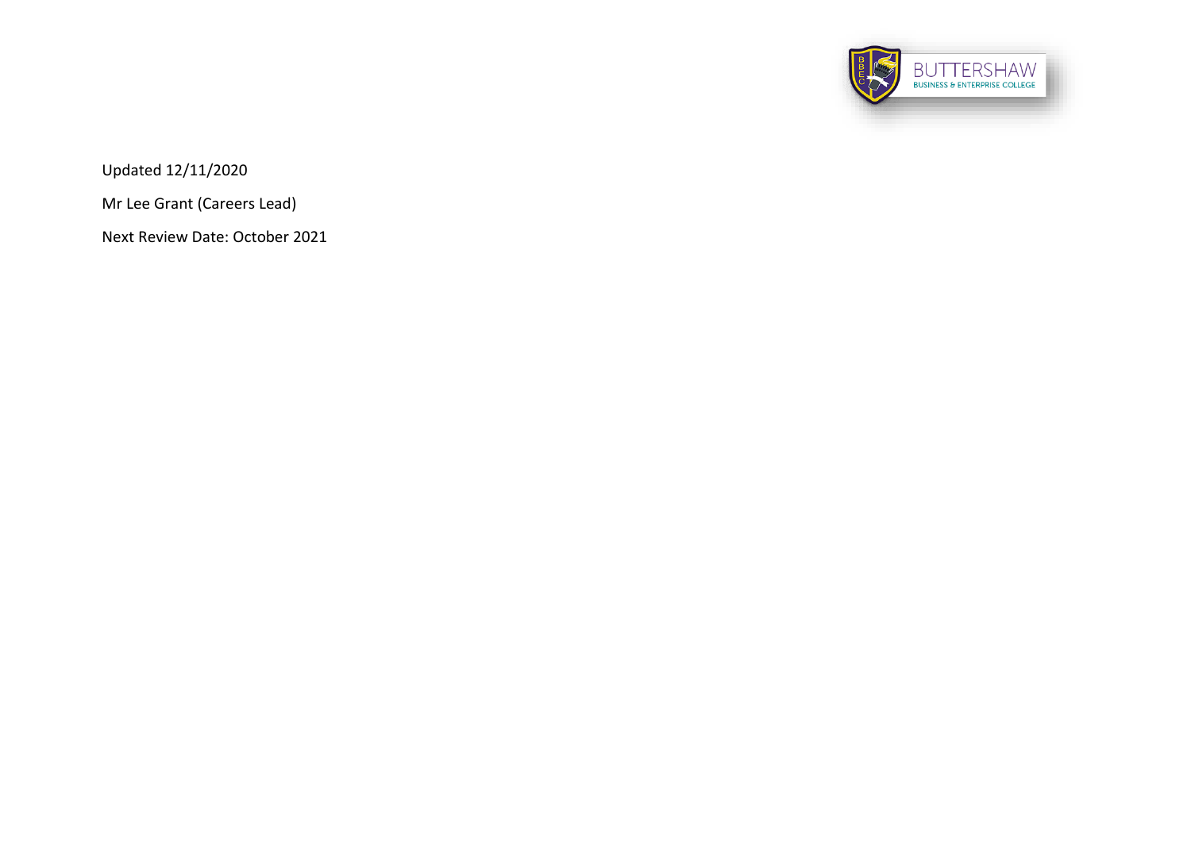Updated 12/11/2020

Mr Lee Grant (Careers Lead)

Next Review Date: October 2021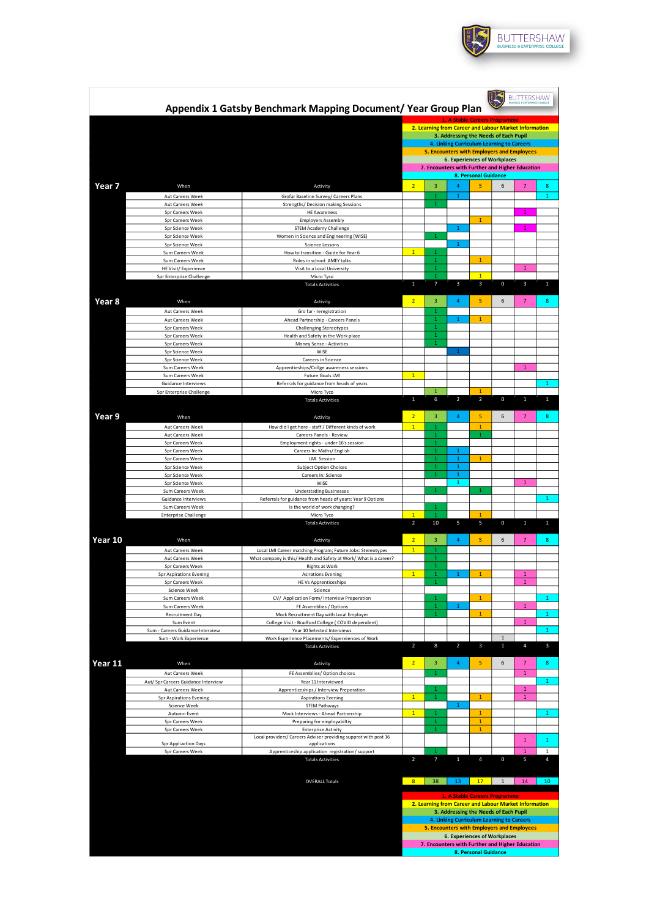# Appendix 1 Gatsby Benchmark Mapping Document/ Year Group Plan

1. A Stable Careers Programme
2. Learning from Career and Labour Market Information
3. Addressing the Needs of Each Pupil
4. Linking Curriculum Learning to Careers
5. Encounters with Employers and Employees
6. Experiences of Workplaces
7. Encounters with Further and Higher Education
8. Personal Guidance

| Year 7 | When | Activity | 2 | 3 | 4 | 5 | 6 | 7 | 8 |
|---|---|---|---|---|---|---|---|---|---|
| | Aut Careers Week | Grofar Baseline Survey/ Careers Plans | | 1 | 1 | | | | 1 |
| | Aut Careers Week | Strengths/ Decision making Sessions | | 1 | | | | | |
| | Spr Careers Week | HE Awareness | | | | | | 1 | |
| | Spr Careers Week | Employers Assembly | | | | 1 | | | |
| | Spr Science Week | STEM Academy Challenge | | | 1 | | | 1 | |
| | Spr Science Week | Women in Science and Engineering (WISE) | | 1 | | | | | |
| | Spr Science Week | Science Lessons | | | 1 | | | | |
| | Sum Careers Week | How to transition - Guide for Year 6 | 1 | 1 | | | | | |
| | Sum Careers Week | Roles in school: AMEY talks | | 1 | | 1 | | | |
| | HE Visit/ Experience | Visit to a Local University | | 1 | | | | 1 | |
| | Spr Enterprise Challenge | Micro Tyco | | 1 | | 1 | | | |
| | | Totals Activities | 1 | 7 | 3 | 3 | 0 | 3 | 1 |

| Year 8 | When | Activity | 2 | 3 | 4 | 5 | 6 | 7 | 8 |
|---|---|---|---|---|---|---|---|---|---|
| | Aut Careers Week | Gro far - reregistration | | 1 | | | | | |
| | Aut Careers Week | Ahead Partnership - Careers Panels | | 1 | 1 | 1 | | | |
| | Spr Careers Week | Challenging Stereotypes | | 1 | | | | | |
| | Spr Careers Week | Health and Safety in the Work place | | 1 | | | | | |
| | Spr Careers Week | Money Sense - Activities | | 1 | | | | | |
| | Spr Science Week | WISE | | | 1 | | | | |
| | Spr Science Week | Careers in Science | | | | | | | |
| | Sum Careers Week | Apprenticeships/Collge awareness sessions | | | | | | 1 | |
| | Sum Careers Week | Future Goals LMI | 1 | | | | | | |
| | Guidance Interviews | Referrals for guidance from heads of years | | | | | | | 1 |
| | Spr Enterprise Challenge | Micro Tyco | | 1 | | 1 | | | |
| | | Totals Activities | 1 | 6 | 2 | 2 | 0 | 1 | 1 |

| Year 9 | When | Activity | 2 | 3 | 4 | 5 | 6 | 7 | 8 |
|---|---|---|---|---|---|---|---|---|---|
| | Aut Careers Week | How did I get here - staff / Different kinds of work | 1 | 1 | | 1 | | | |
| | Aut Careers Week | Careers Panels - Review | | 1 | | 1 | | | |
| | Spr Careers Week | Employment rights - under 16's session | | 1 | | | | | |
| | Spr Careers Week | Careers In: Maths/ English | | 1 | 1 | | | | |
| | Spr Careers Week | LMI Session | | 1 | 1 | 1 | | | |
| | Spr Science Week | Subject Option Choices | | 1 | 1 | | | | |
| | Spr Science Week | Careers In: Science | | 1 | 1 | | | | |
| | Spr Science Week | WISE | | | 1 | | | 1 | |
| | Sum Careers Week | Understading Businesses | | 1 | | 1 | | | |
| | Guidance Interviews | Referrals for guidance from heads of years: Year 9 Options | | | | | | | 1 |
| | Sum Careers Week | Is the world of work changing? | | 1 | | | | | |
| | Enterprise Challenge | Micro Tyco | 1 | 1 | | 1 | | | |
| | | Totals Activities | 2 | 10 | 5 | 5 | 0 | 1 | 1 |

| Year 10 | When | Activity | 2 | 3 | 4 | 5 | 6 | 7 | 8 |
|---|---|---|---|---|---|---|---|---|---|
| | Aut Careers Week | Local LMI Career matching Program; Future Jobs: Stereotypes | 1 | 1 | | | | | |
| | Aut Careers Week | What company is this/ Health and Safety at Work/ What is a career? | | 1 | | | | | |
| | Spr Careers Week | Rights at Work | | 1 | | | | | |
| | Spr Aspirations Evening | Asirations Evening | 1 | 1 | 1 | 1 | | 1 | |
| | Spr Careers Week | HE Vs Apprenticeships | | 1 | | | | 1 | |
| | Science Week | Science | | | | | | | |
| | Sum Careers Week | CV/ Application Form/ Interview Preperation | | 1 | | 1 | | | 1 |
| | Sum Careers Week | FE Assemblies / Options | | 1 | 1 | | | 1 | |
| | Recruitment Day | Mock Recruitment Day with Local Employer | | 1 | | 1 | | | 1 |
| | Sum Event | College Visit - Bradford College ( COVID dependent) | | | | | | 1 | |
| | Sum - Careers Guidance Interview | Year 10 Selected Interviews | | | | | | | 1 |
| | Sum - Work Experience | Work Experience Placements/ Expereiences of Work | | | | | 1 | | |
| | | Totals Activities | 2 | 8 | 2 | 3 | 1 | 4 | 3 |

| Year 11 | When | Activity | 2 | 3 | 4 | 5 | 6 | 7 | 8 |
|---|---|---|---|---|---|---|---|---|---|
| | Aut Careers Week | FE Assemblies/ Option choices | | 1 | | | | 1 | |
| | Aut/ Spr Careers Guidance Interview | Year 11 Interviewed | | | | | | | 1 |
| | Aut Careers Week | Apprenticeships / Interview Preperation | | 1 | | | | 1 | |
| | Spr Aspirations Evening | Aspirations Evening | 1 | 1 | | 1 | | 1 | |
| | Science Week | STEM Pathways | | | 1 | | | | |
| | Autumn Event | Mock Interviews - Ahead Partnership | 1 | 1 | | 1 | | | 1 |
| | Spr Careers Week | Preparing for employabiltiy | | 1 | | 1 | | | |
| | Spr Careers Week | Enterprise Activity | | 1 | | 1 | | | |
| | Spr Appliaction Days | Local providers/ Careers Adviser providing supprot with post 16 applications | | | | | | 1 | 1 |
| | Spr Careers Week | Apprenticeship application registration/ support | | 1 | | | | 1 | 1 |
| | | Totals Activities | 2 | 7 | 1 | 4 | 0 | 5 | 4 |

| | 2 | 3 | 4 | 5 | 6 | 7 | 8 |
|---|---|---|---|---|---|---|---|
| OVERALL Totals | 8 | 38 | 13 | 17 | 1 | 14 | 10 |

1. A Stable Careers Programme
2. Learning from Career and Labour Market Information
3. Addressing the Needs of Each Pupil
4. Linking Curriculum Learning to Careers
5. Encounters with Employers and Employees
6. Experiences of Workplaces
7. Encounters with Further and Higher Education
8. Personal Guidance